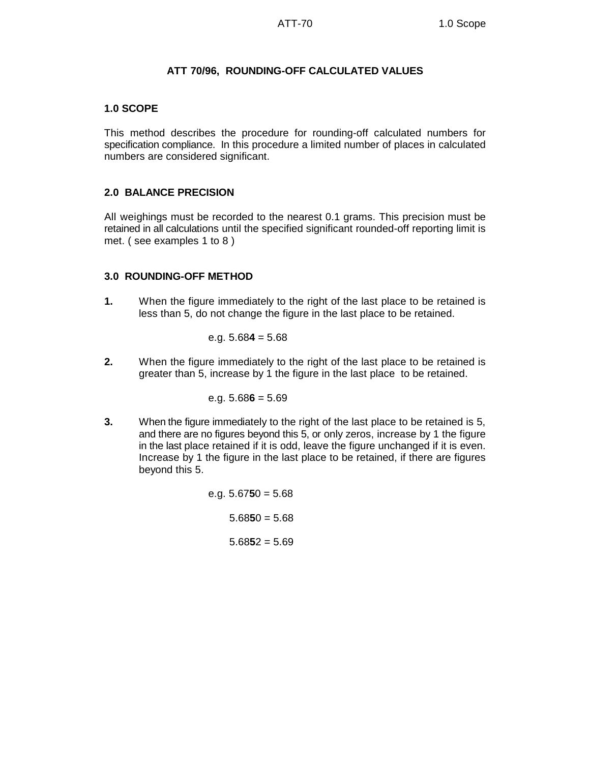# ATT 70/96, ROUNDING-OFF CALCULATED VALUES

## 1.0 SCOPE

This method describes the procedure for rounding-off calculated numbers for specification compliance. In this procedure a limited number of places in calculated numbers are considered significant.

## 2.0 BALANCE PRECISION

All weighings must be recorded to the nearest 0.1 grams. This precision must be retained in all calculations until the specified significant rounded-off reporting limit is met. ( see examples 1 to 8 )

## 3.0 ROUNDING-OFF METHOD

**1.** When the figure immediately to the right of the last place to be retained is less than 5, do not change the figure in the last place to be retained.

e.g. 5.68**4** = 5.68

**2.** When the figure immediately to the right of the last place to be retained is greater than 5, increase by 1 the figure in the last place to be retained.

e.g. 5.68**6** = 5.69

**3.** When the figure immediately to the right of the last place to be retained is 5, and there are no figures beyond this 5, or only zeros, increase by 1 the figure in the last place retained if it is odd, leave the figure unchanged if it is even. Increase by 1 the figure in the last place to be retained, if there are figures beyond this 5.

e.g. 5.67**5**0 = 5.68

5.68**5**0 = 5.68

5.68**5**2 = 5.69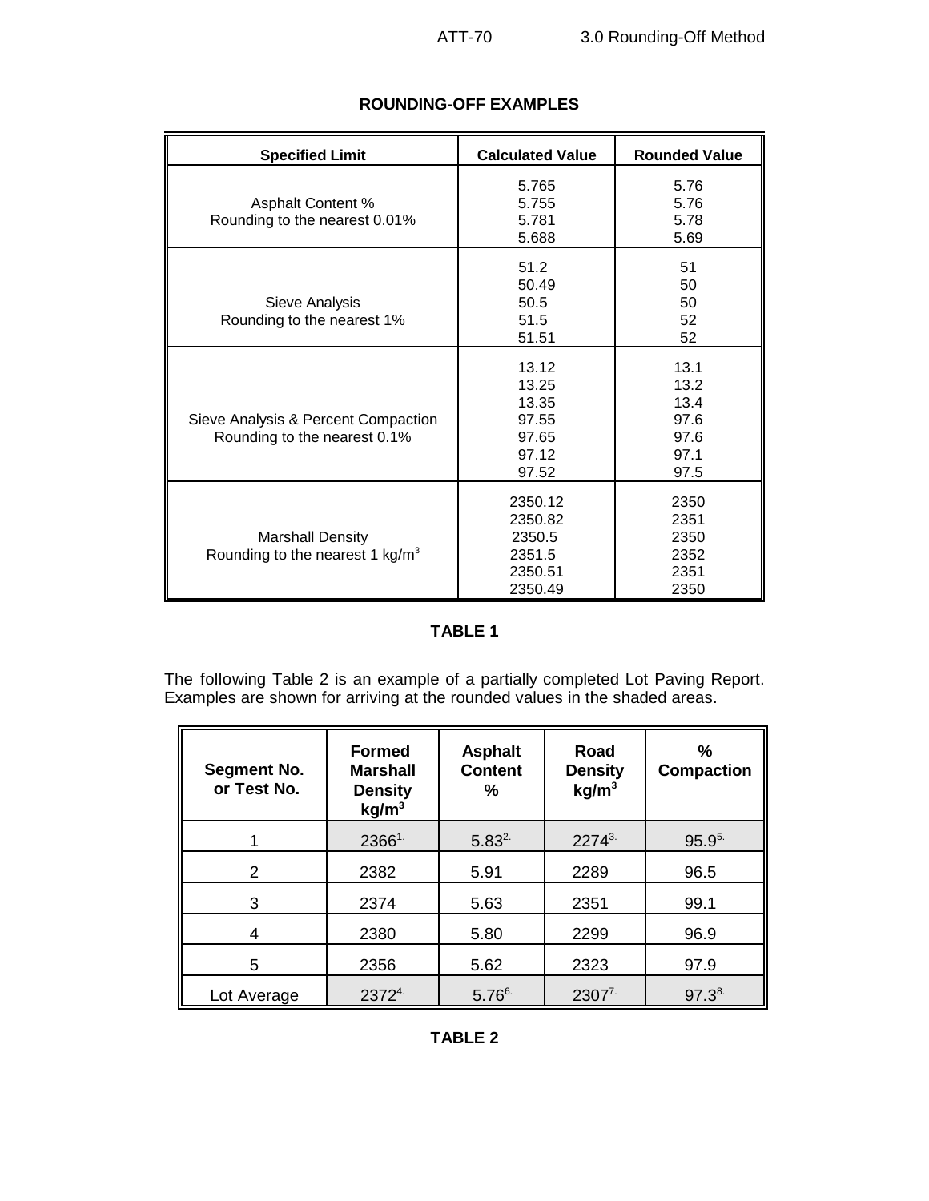## ROUNDING-OFF EXAMPLES

| Specified Limit | Calculated Value | Rounded Value |
|---|---|---|
| Asphalt Content %<br>Rounding to the nearest 0.01% | 5.765<br>5.755<br>5.781<br>5.688 | 5.76<br>5.76<br>5.78<br>5.69 |
| Sieve Analysis<br>Rounding to the nearest 1% | 51.2<br>50.49<br>50.5<br>51.5<br>51.51 | 51<br>50<br>50<br>52<br>52 |
| Sieve Analysis & Percent Compaction<br>Rounding to the nearest 0.1% | 13.12<br>13.25<br>13.35<br>97.55<br>97.65<br>97.12<br>97.52 | 13.1<br>13.2<br>13.4<br>97.6<br>97.6<br>97.1<br>97.5 |
| Marshall Density<br>Rounding to the nearest 1 kg/m$^3$ | 2350.12<br>2350.82<br>2350.5<br>2351.5<br>2350.51<br>2350.49 | 2350<br>2351<br>2350<br>2352<br>2351<br>2350 |

**TABLE 1**

The following Table 2 is an example of a partially completed Lot Paving Report. Examples are shown for arriving at the rounded values in the shaded areas.

| Segment No. or Test No. | Formed Marshall Density kg/m$^3$ | Asphalt Content % | Road Density kg/m$^3$ | % Compaction |
|---|---|---|---|---|
| 1 | 2366[1.] | 5.83[2.] | 2274[3.] | 95.9[5.] |
| 2 | 2382 | 5.91 | 2289 | 96.5 |
| 3 | 2374 | 5.63 | 2351 | 99.1 |
| 4 | 2380 | 5.80 | 2299 | 96.9 |
| 5 | 2356 | 5.62 | 2323 | 97.9 |
| Lot Average | 2372[4.] | 5.76[6.] | 2307[7.] | 97.3[8.] |

**TABLE 2**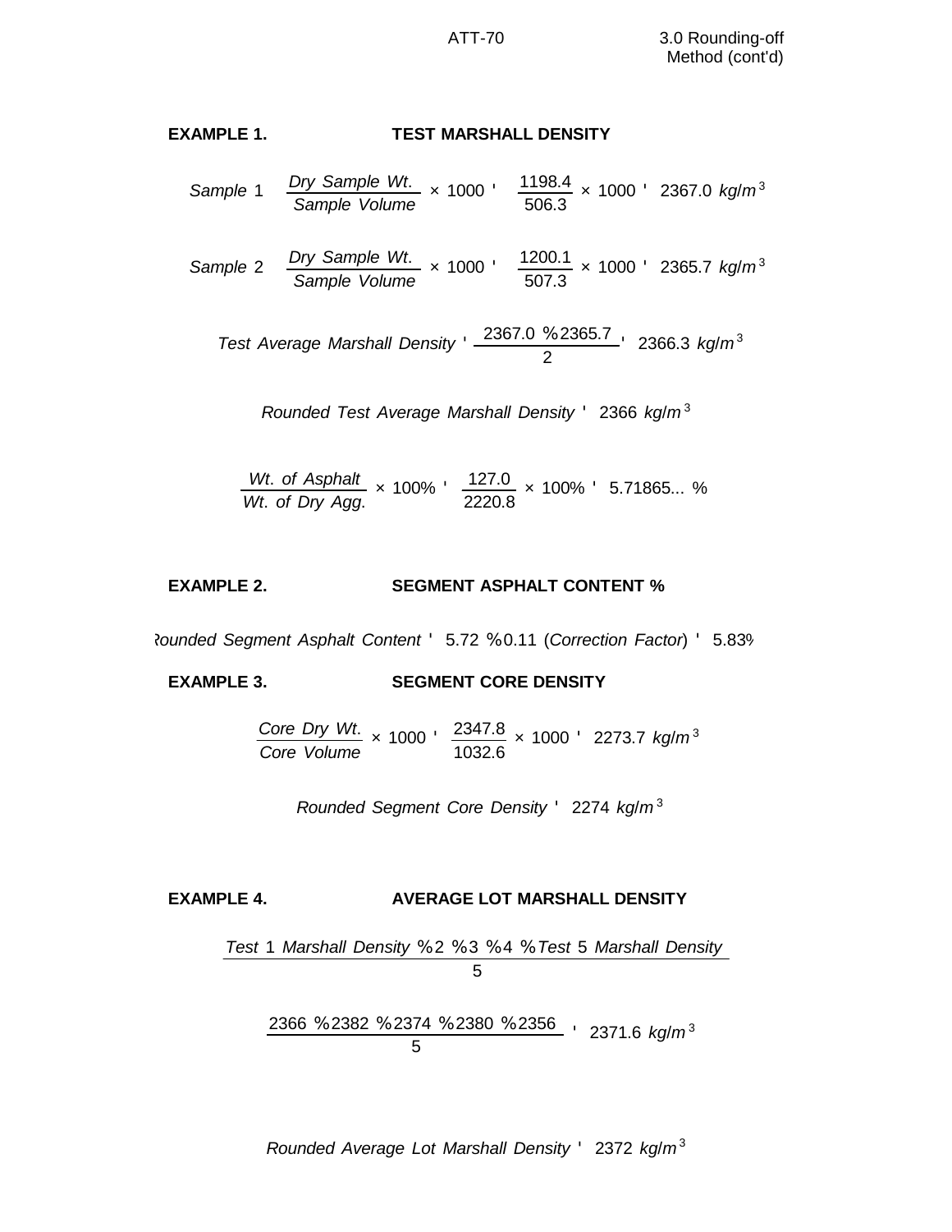**EXAMPLE 1. TEST MARSHALL DENSITY**

$$Sample\ 1 \quad \frac{Dry\ Sample\ Wt.}{Sample\ Volume} \times 1000 = \frac{1198.4}{506.3} \times 1000 = 2367.0\ kg/m^3$$

$$Sample\ 2 \quad \frac{Dry\ Sample\ Wt.}{Sample\ Volume} \times 1000 = \frac{1200.1}{507.3} \times 1000 = 2365.7\ kg/m^3$$

$$Test\ Average\ Marshall\ Density = \frac{2367.0 + 2365.7}{2} = 2366.3\ kg/m^3$$

$$Rounded\ Test\ Average\ Marshall\ Density = 2366\ kg/m^3$$

$$\frac{Wt.\ of\ Asphalt}{Wt.\ of\ Dry\ Agg.} \times 100\% = \frac{127.0}{2220.8} \times 100\% = 5.71865...\ \%$$

**EXAMPLE 2. SEGMENT ASPHALT CONTENT %**

$$Rounded\ Segment\ Asphalt\ Content = 5.72 + 0.11\ (Correction\ Factor) = 5.83\%$$

**EXAMPLE 3. SEGMENT CORE DENSITY**

$$\frac{Core\ Dry\ Wt.}{Core\ Volume} \times 1000 = \frac{2347.8}{1032.6} \times 1000 = 2273.7\ kg/m^3$$

$$Rounded\ Segment\ Core\ Density = 2274\ kg/m^3$$

**EXAMPLE 4. AVERAGE LOT MARSHALL DENSITY**

$$\frac{Test\ 1\ Marshall\ Density + 2 + 3 + 4 + Test\ 5\ Marshall\ Density}{5}$$

$$\frac{2366 + 2382 + 2374 + 2380 + 2356}{5} = 2371.6\ kg/m^3$$

$$Rounded\ Average\ Lot\ Marshall\ Density = 2372\ kg/m^3$$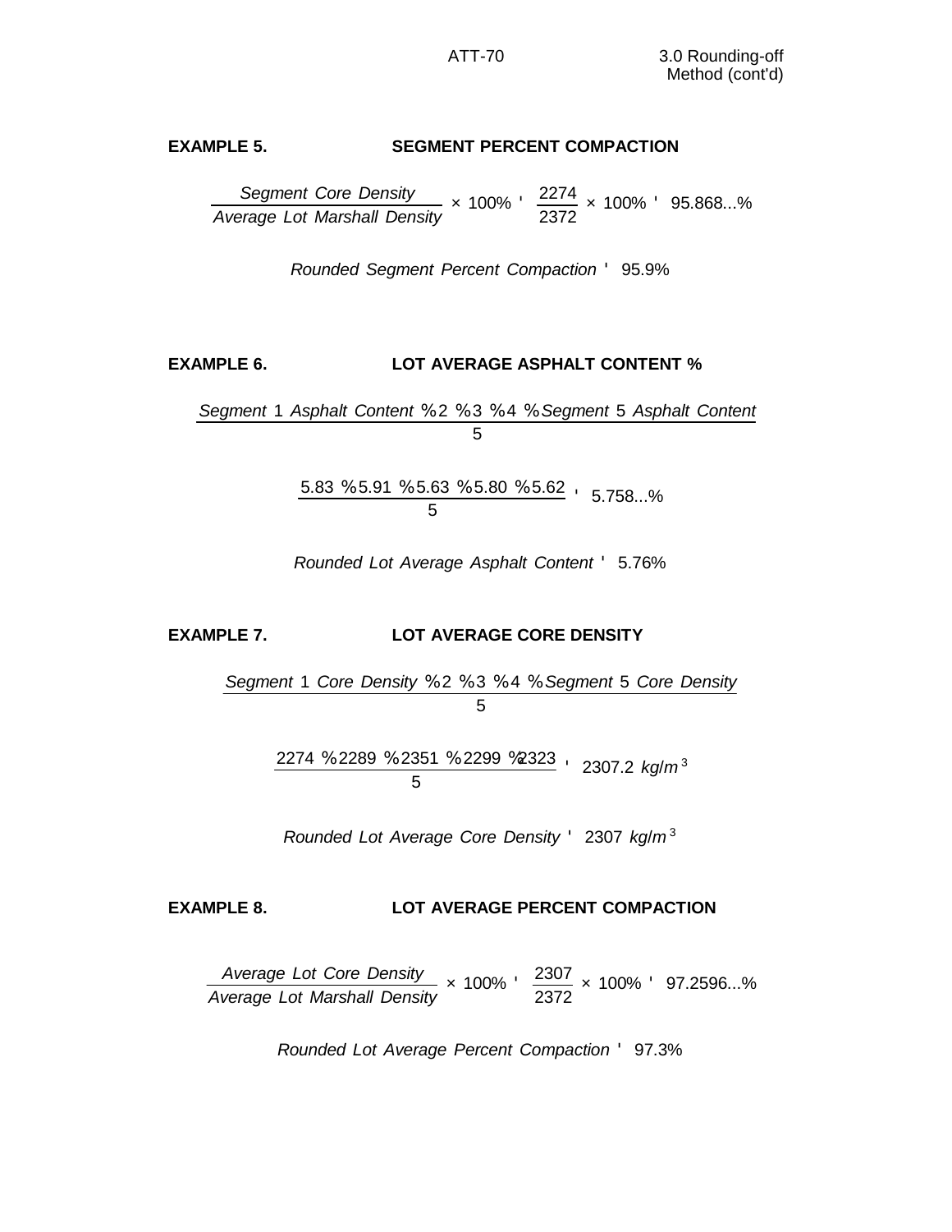**EXAMPLE 5. SEGMENT PERCENT COMPACTION**

$$\frac{\textit{Segment Core Density}}{\textit{Average Lot Marshall Density}} \times 100\% = \frac{2274}{2372} \times 100\% = 95.868...\%$$

$$\textit{Rounded Segment Percent Compaction} = 95.9\%$$

**EXAMPLE 6. LOT AVERAGE ASPHALT CONTENT %**

$$\frac{\textit{Segment } 1 \textit{ Asphalt Content} + 2 + 3 + 4 + \textit{Segment } 5 \textit{ Asphalt Content}}{5}$$

$$\frac{5.83 + 5.91 + 5.63 + 5.80 + 5.62}{5} = 5.758...\%$$

$$\textit{Rounded Lot Average Asphalt Content} = 5.76\%$$

**EXAMPLE 7. LOT AVERAGE CORE DENSITY**

$$\frac{\textit{Segment } 1 \textit{ Core Density} + 2 + 3 + 4 + \textit{Segment } 5 \textit{ Core Density}}{5}$$

$$\frac{2274 + 2289 + 2351 + 2299 + 2323}{5} = 2307.2 \ kg/m^3$$

$$\textit{Rounded Lot Average Core Density} = 2307 \ kg/m^3$$

**EXAMPLE 8. LOT AVERAGE PERCENT COMPACTION**

$$\frac{\textit{Average Lot Core Density}}{\textit{Average Lot Marshall Density}} \times 100\% = \frac{2307}{2372} \times 100\% = 97.2596...\%$$

$$\textit{Rounded Lot Average Percent Compaction} = 97.3\%$$